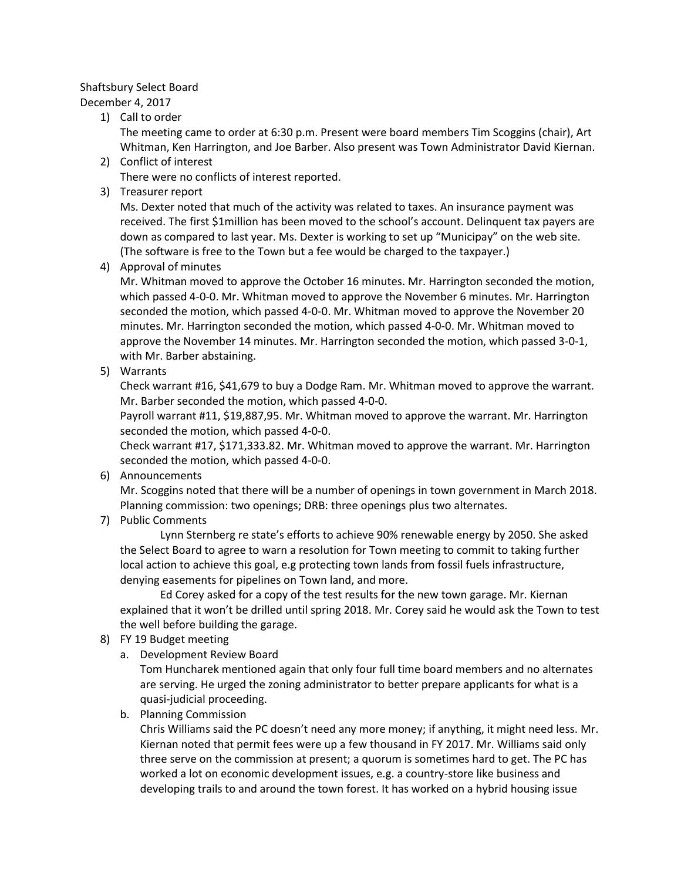Shaftsbury Select Board
December 4, 2017

1) Call to order
   The meeting came to order at 6:30 p.m. Present were board members Tim Scoggins (chair), Art Whitman, Ken Harrington, and Joe Barber. Also present was Town Administrator David Kiernan.
2) Conflict of interest
   There were no conflicts of interest reported.
3) Treasurer report
   Ms. Dexter noted that much of the activity was related to taxes. An insurance payment was received. The first $1million has been moved to the school's account. Delinquent tax payers are down as compared to last year. Ms. Dexter is working to set up "Municipay" on the web site. (The software is free to the Town but a fee would be charged to the taxpayer.)
4) Approval of minutes
   Mr. Whitman moved to approve the October 16 minutes. Mr. Harrington seconded the motion, which passed 4-0-0. Mr. Whitman moved to approve the November 6 minutes. Mr. Harrington seconded the motion, which passed 4-0-0. Mr. Whitman moved to approve the November 20 minutes. Mr. Harrington seconded the motion, which passed 4-0-0. Mr. Whitman moved to approve the November 14 minutes. Mr. Harrington seconded the motion, which passed 3-0-1, with Mr. Barber abstaining.
5) Warrants
   Check warrant #16, $41,679 to buy a Dodge Ram. Mr. Whitman moved to approve the warrant. Mr. Barber seconded the motion, which passed 4-0-0.
   Payroll warrant #11, $19,887,95. Mr. Whitman moved to approve the warrant. Mr. Harrington seconded the motion, which passed 4-0-0.
   Check warrant #17, $171,333.82. Mr. Whitman moved to approve the warrant. Mr. Harrington seconded the motion, which passed 4-0-0.
6) Announcements
   Mr. Scoggins noted that there will be a number of openings in town government in March 2018. Planning commission: two openings; DRB: three openings plus two alternates.
7) Public Comments
   Lynn Sternberg re state's efforts to achieve 90% renewable energy by 2050. She asked the Select Board to agree to warn a resolution for Town meeting to commit to taking further local action to achieve this goal, e.g protecting town lands from fossil fuels infrastructure, denying easements for pipelines on Town land, and more.
   Ed Corey asked for a copy of the test results for the new town garage. Mr. Kiernan explained that it won't be drilled until spring 2018. Mr. Corey said he would ask the Town to test the well before building the garage.
8) FY 19 Budget meeting
   a. Development Review Board
      Tom Huncharek mentioned again that only four full time board members and no alternates are serving. He urged the zoning administrator to better prepare applicants for what is a quasi-judicial proceeding.
   b. Planning Commission
      Chris Williams said the PC doesn't need any more money; if anything, it might need less. Mr. Kiernan noted that permit fees were up a few thousand in FY 2017. Mr. Williams said only three serve on the commission at present; a quorum is sometimes hard to get. The PC has worked a lot on economic development issues, e.g. a country-store like business and developing trails to and around the town forest. It has worked on a hybrid housing issue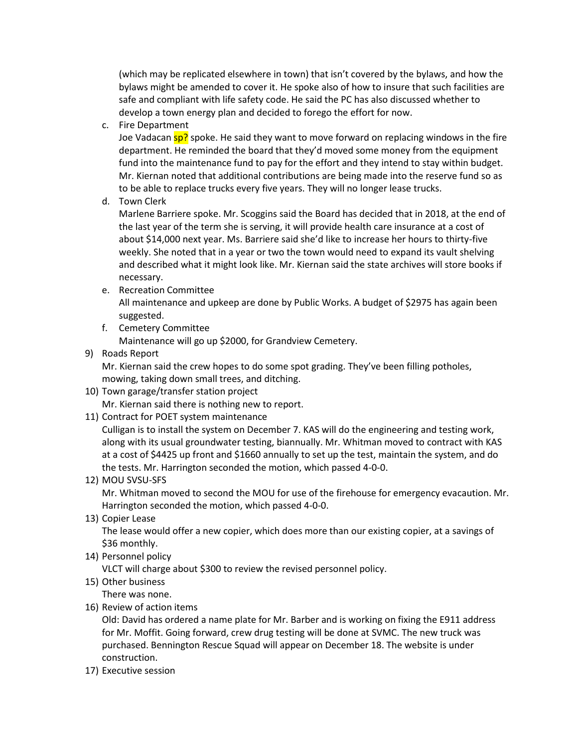(which may be replicated elsewhere in town) that isn't covered by the bylaws, and how the bylaws might be amended to cover it. He spoke also of how to insure that such facilities are safe and compliant with life safety code. He said the PC has also discussed whether to develop a town energy plan and decided to forego the effort for now.

c. Fire Department
   Joe Vadacan sp? spoke. He said they want to move forward on replacing windows in the fire department. He reminded the board that they'd moved some money from the equipment fund into the maintenance fund to pay for the effort and they intend to stay within budget. Mr. Kiernan noted that additional contributions are being made into the reserve fund so as to be able to replace trucks every five years. They will no longer lease trucks.
d. Town Clerk
   Marlene Barriere spoke. Mr. Scoggins said the Board has decided that in 2018, at the end of the last year of the term she is serving, it will provide health care insurance at a cost of about $14,000 next year. Ms. Barriere said she'd like to increase her hours to thirty-five weekly. She noted that in a year or two the town would need to expand its vault shelving and described what it might look like. Mr. Kiernan said the state archives will store books if necessary.
e. Recreation Committee
   All maintenance and upkeep are done by Public Works. A budget of $2975 has again been suggested.
f. Cemetery Committee
   Maintenance will go up $2000, for Grandview Cemetery.

9) Roads Report
   Mr. Kiernan said the crew hopes to do some spot grading. They've been filling potholes, mowing, taking down small trees, and ditching.
10) Town garage/transfer station project
   Mr. Kiernan said there is nothing new to report.
11) Contract for POET system maintenance
   Culligan is to install the system on December 7. KAS will do the engineering and testing work, along with its usual groundwater testing, biannually. Mr. Whitman moved to contract with KAS at a cost of $4425 up front and $1660 annually to set up the test, maintain the system, and do the tests. Mr. Harrington seconded the motion, which passed 4-0-0.
12) MOU SVSU-SFS
   Mr. Whitman moved to second the MOU for use of the firehouse for emergency evacaution. Mr. Harrington seconded the motion, which passed 4-0-0.
13) Copier Lease
   The lease would offer a new copier, which does more than our existing copier, at a savings of $36 monthly.
14) Personnel policy
   VLCT will charge about $300 to review the revised personnel policy.
15) Other business
   There was none.
16) Review of action items
   Old: David has ordered a name plate for Mr. Barber and is working on fixing the E911 address for Mr. Moffit. Going forward, crew drug testing will be done at SVMC. The new truck was purchased. Bennington Rescue Squad will appear on December 18. The website is under construction.
17) Executive session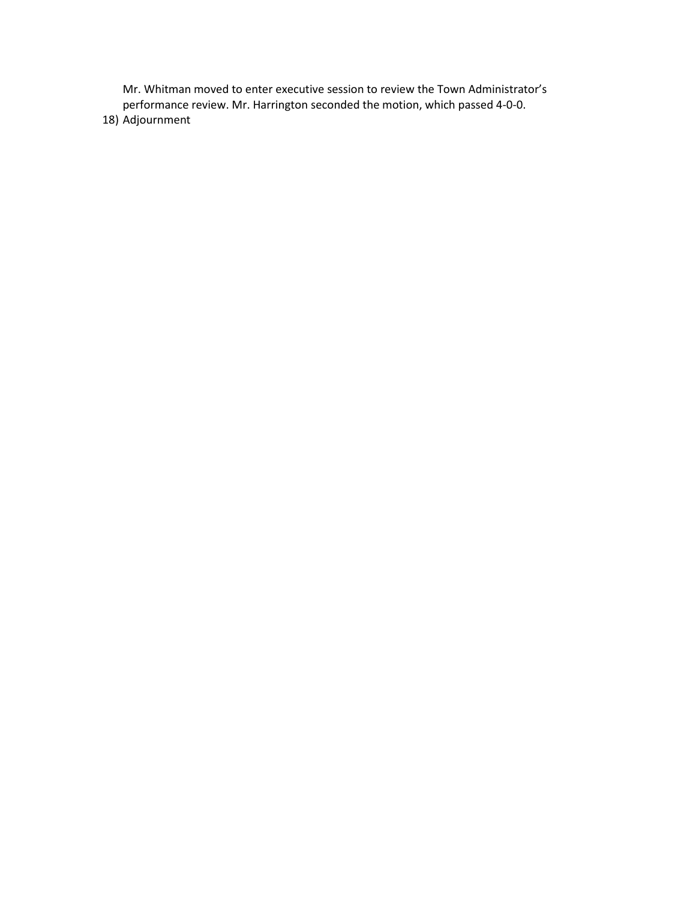Mr. Whitman moved to enter executive session to review the Town Administrator's performance review. Mr. Harrington seconded the motion, which passed 4-0-0.

18) Adjournment